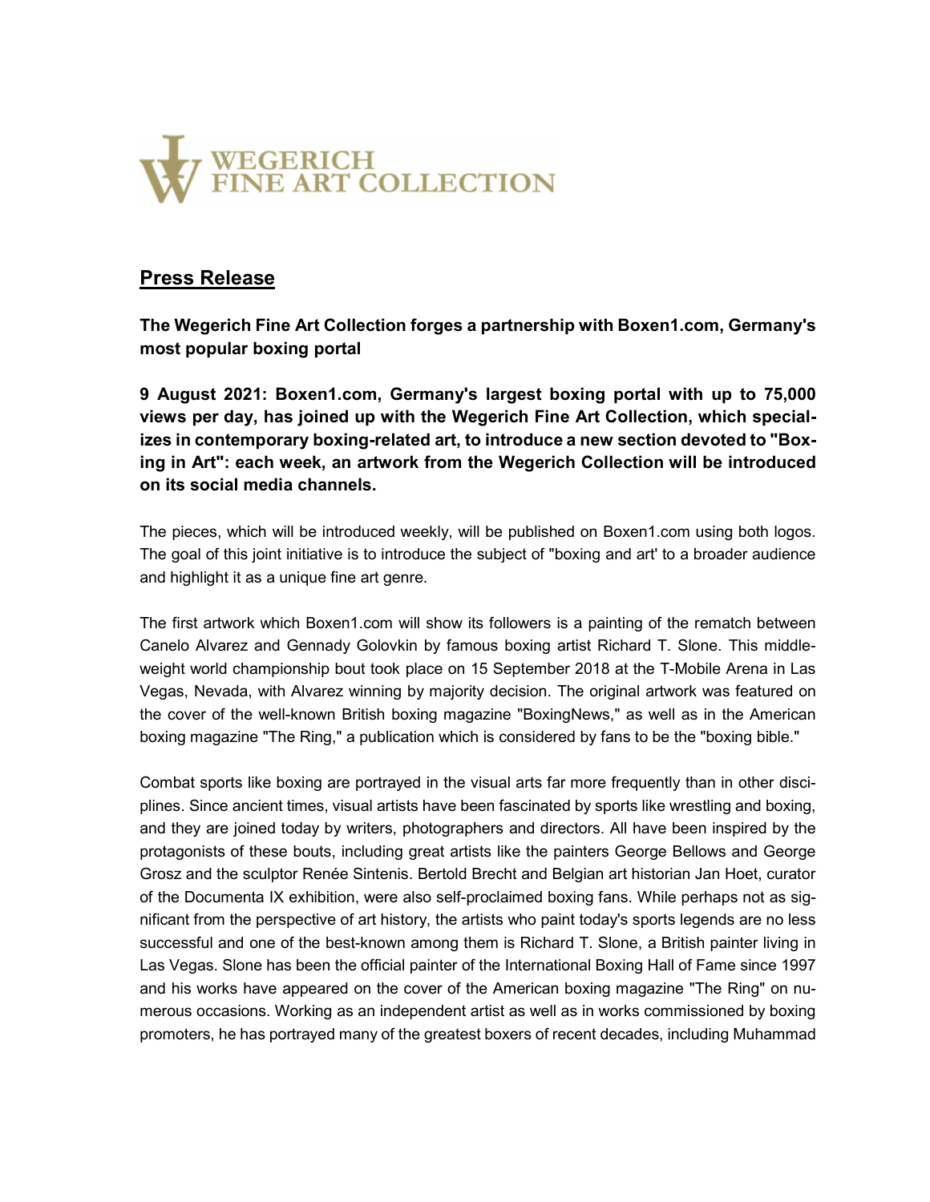WEGERICH FINE ART COLLECTION

## Press Release

**The Wegerich Fine Art Collection forges a partnership with Boxen1.com, Germany's most popular boxing portal**

**9 August 2021: Boxen1.com, Germany's largest boxing portal with up to 75,000 views per day, has joined up with the Wegerich Fine Art Collection, which specializes in contemporary boxing-related art, to introduce a new section devoted to "Boxing in Art": each week, an artwork from the Wegerich Collection will be introduced on its social media channels.**

The pieces, which will be introduced weekly, will be published on Boxen1.com using both logos. The goal of this joint initiative is to introduce the subject of "boxing and art' to a broader audience and highlight it as a unique fine art genre.

The first artwork which Boxen1.com will show its followers is a painting of the rematch between Canelo Alvarez and Gennady Golovkin by famous boxing artist Richard T. Slone. This middleweight world championship bout took place on 15 September 2018 at the T-Mobile Arena in Las Vegas, Nevada, with Alvarez winning by majority decision. The original artwork was featured on the cover of the well-known British boxing magazine "BoxingNews," as well as in the American boxing magazine "The Ring," a publication which is considered by fans to be the "boxing bible."

Combat sports like boxing are portrayed in the visual arts far more frequently than in other disciplines. Since ancient times, visual artists have been fascinated by sports like wrestling and boxing, and they are joined today by writers, photographers and directors. All have been inspired by the protagonists of these bouts, including great artists like the painters George Bellows and George Grosz and the sculptor Renée Sintenis. Bertold Brecht and Belgian art historian Jan Hoet, curator of the Documenta IX exhibition, were also self-proclaimed boxing fans. While perhaps not as significant from the perspective of art history, the artists who paint today's sports legends are no less successful and one of the best-known among them is Richard T. Slone, a British painter living in Las Vegas. Slone has been the official painter of the International Boxing Hall of Fame since 1997 and his works have appeared on the cover of the American boxing magazine "The Ring" on numerous occasions. Working as an independent artist as well as in works commissioned by boxing promoters, he has portrayed many of the greatest boxers of recent decades, including Muhammad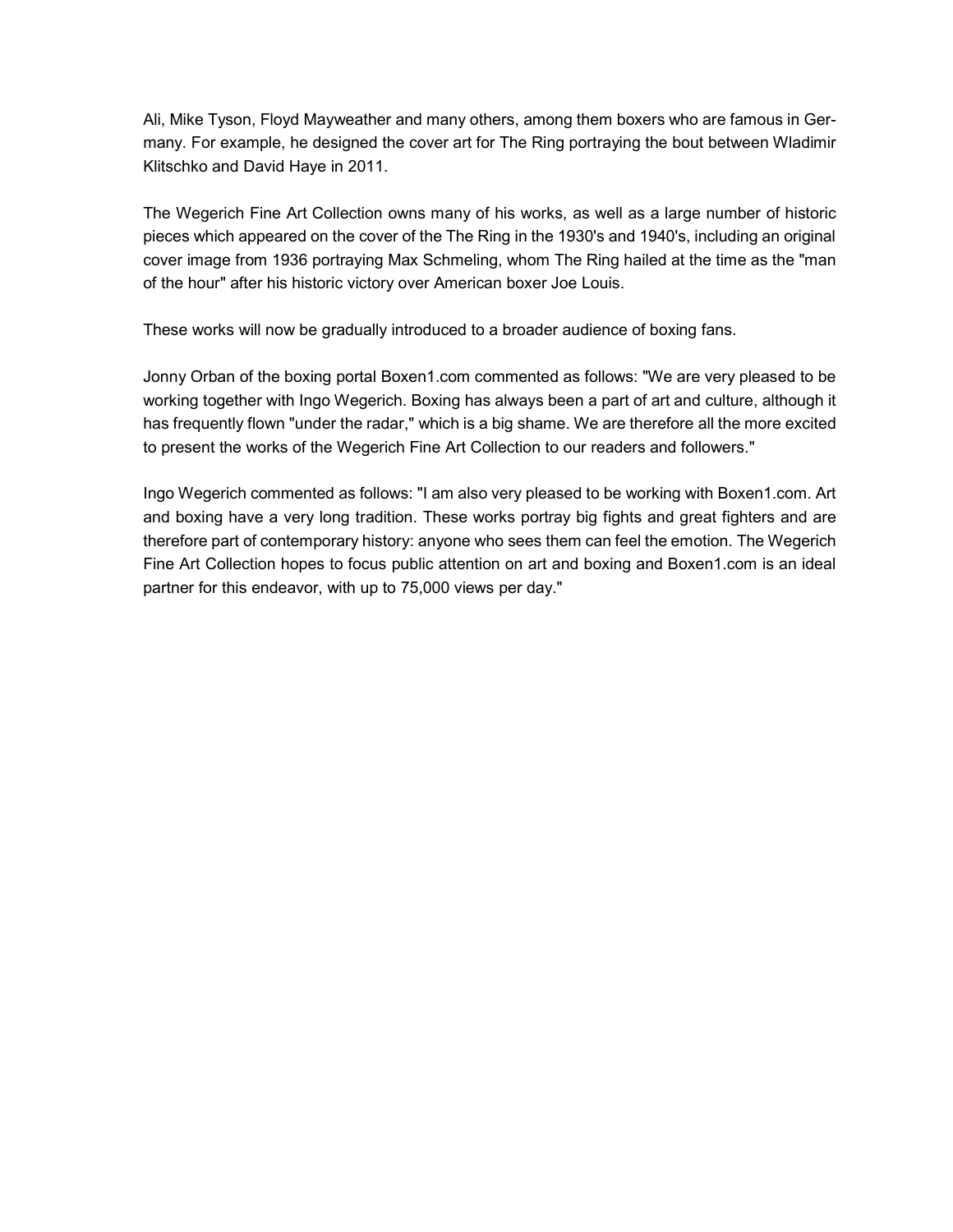Ali, Mike Tyson, Floyd Mayweather and many others, among them boxers who are famous in Germany. For example, he designed the cover art for The Ring portraying the bout between Wladimir Klitschko and David Haye in 2011.

The Wegerich Fine Art Collection owns many of his works, as well as a large number of historic pieces which appeared on the cover of the The Ring in the 1930's and 1940's, including an original cover image from 1936 portraying Max Schmeling, whom The Ring hailed at the time as the "man of the hour" after his historic victory over American boxer Joe Louis.

These works will now be gradually introduced to a broader audience of boxing fans.

Jonny Orban of the boxing portal Boxen1.com commented as follows: "We are very pleased to be working together with Ingo Wegerich. Boxing has always been a part of art and culture, although it has frequently flown "under the radar," which is a big shame. We are therefore all the more excited to present the works of the Wegerich Fine Art Collection to our readers and followers."

Ingo Wegerich commented as follows: "I am also very pleased to be working with Boxen1.com. Art and boxing have a very long tradition. These works portray big fights and great fighters and are therefore part of contemporary history: anyone who sees them can feel the emotion. The Wegerich Fine Art Collection hopes to focus public attention on art and boxing and Boxen1.com is an ideal partner for this endeavor, with up to 75,000 views per day."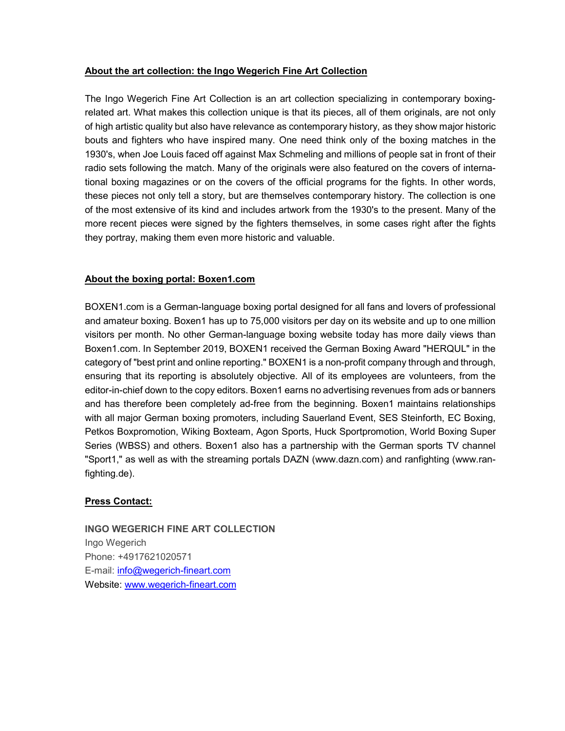## About the art collection: the Ingo Wegerich Fine Art Collection

The Ingo Wegerich Fine Art Collection is an art collection specializing in contemporary boxing-related art. What makes this collection unique is that its pieces, all of them originals, are not only of high artistic quality but also have relevance as contemporary history, as they show major historic bouts and fighters who have inspired many. One need think only of the boxing matches in the 1930's, when Joe Louis faced off against Max Schmeling and millions of people sat in front of their radio sets following the match. Many of the originals were also featured on the covers of international boxing magazines or on the covers of the official programs for the fights. In other words, these pieces not only tell a story, but are themselves contemporary history. The collection is one of the most extensive of its kind and includes artwork from the 1930's to the present. Many of the more recent pieces were signed by the fighters themselves, in some cases right after the fights they portray, making them even more historic and valuable.

## About the boxing portal: Boxen1.com

BOXEN1.com is a German-language boxing portal designed for all fans and lovers of professional and amateur boxing. Boxen1 has up to 75,000 visitors per day on its website and up to one million visitors per month. No other German-language boxing website today has more daily views than Boxen1.com. In September 2019, BOXEN1 received the German Boxing Award "HERQUL" in the category of "best print and online reporting." BOXEN1 is a non-profit company through and through, ensuring that its reporting is absolutely objective. All of its employees are volunteers, from the editor-in-chief down to the copy editors. Boxen1 earns no advertising revenues from ads or banners and has therefore been completely ad-free from the beginning. Boxen1 maintains relationships with all major German boxing promoters, including Sauerland Event, SES Steinforth, EC Boxing, Petkos Boxpromotion, Wiking Boxteam, Agon Sports, Huck Sportpromotion, World Boxing Super Series (WBSS) and others. Boxen1 also has a partnership with the German sports TV channel "Sport1," as well as with the streaming portals DAZN (www.dazn.com) and ranfighting (www.ran-fighting.de).

## Press Contact:

**INGO WEGERICH FINE ART COLLECTION**
Ingo Wegerich
Phone: +4917621020571
E-mail: [info@wegerich-fineart.com](mailto:info@wegerich-fineart.com)
Website: [www.wegerich-fineart.com](http://www.wegerich-fineart.com)